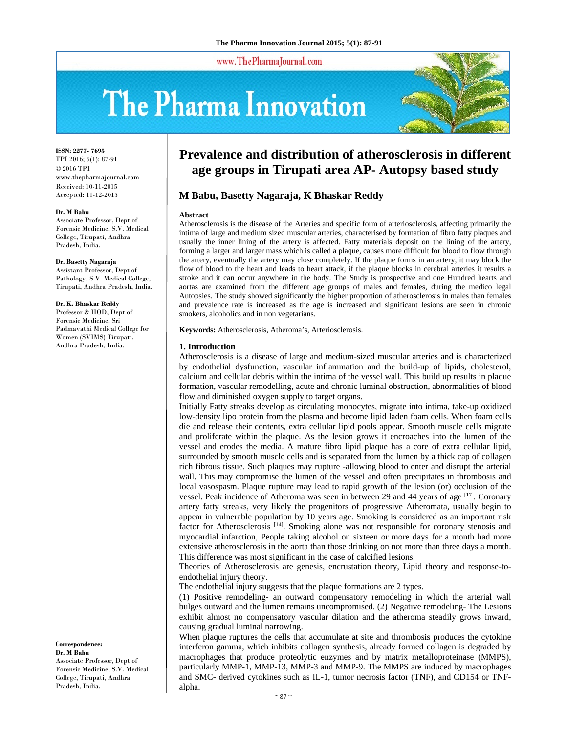# Prevalence and distribution of atherosclerosis in different age groups in Tirupati area AP- Autopsy based study

**M Babu, Basetty Nagaraja, K Bhaskar Reddy**

ISSN: 2277- 7695
TPI 2016; 5(1): 87-91
© 2016 TPI
www.thepharmajournal.com
Received: 10-11-2015
Accepted: 11-12-2015

**Dr. M Babu**
Associate Professor, Dept of Forensic Medicine, S.V. Medical College, Tirupati, Andhra Pradesh, India.

**Dr. Basetty Nagaraja**
Assistant Professor, Dept of Pathology, S.V. Medical College, Tirupati, Andhra Pradesh, India.

**Dr. K. Bhaskar Reddy**
Professor & HOD, Dept of Forensic Medicine, Sri Padmavathi Medical College for Women (SVIMS) Tirupati. Andhra Pradesh, India.

**Correspondence:**
**Dr. M Babu**
Associate Professor, Dept of Forensic Medicine, S.V. Medical College, Tirupati, Andhra Pradesh, India.

## Abstract

Atherosclerosis is the disease of the Arteries and specific form of arteriosclerosis, affecting primarily the intima of large and medium sized muscular arteries, characterised by formation of fibro fatty plaques and usually the inner lining of the artery is affected. Fatty materials deposit on the lining of the artery, forming a larger and larger mass which is called a plaque, causes more difficult for blood to flow through the artery, eventually the artery may close completely. If the plaque forms in an artery, it may block the flow of blood to the heart and leads to heart attack, if the plaque blocks in cerebral arteries it results a stroke and it can occur anywhere in the body. The Study is prospective and one Hundred hearts and aortas are examined from the different age groups of males and females, during the medico legal Autopsies. The study showed significantly the higher proportion of atherosclerosis in males than females and prevalence rate is increased as the age is increased and significant lesions are seen in chronic smokers, alcoholics and in non vegetarians.

**Keywords:** Atherosclerosis, Atheroma's, Arteriosclerosis.

## 1. Introduction

Atherosclerosis is a disease of large and medium-sized muscular arteries and is characterized by endothelial dysfunction, vascular inflammation and the build-up of lipids, cholesterol, calcium and cellular debris within the intima of the vessel wall. This build up results in plaque formation, vascular remodelling, acute and chronic luminal obstruction, abnormalities of blood flow and diminished oxygen supply to target organs.

Initially Fatty streaks develop as circulating monocytes, migrate into intima, take-up oxidized low-density lipo protein from the plasma and become lipid laden foam cells. When foam cells die and release their contents, extra cellular lipid pools appear. Smooth muscle cells migrate and proliferate within the plaque. As the lesion grows it encroaches into the lumen of the vessel and erodes the media. A mature fibro lipid plaque has a core of extra cellular lipid, surrounded by smooth muscle cells and is separated from the lumen by a thick cap of collagen rich fibrous tissue. Such plaques may rupture -allowing blood to enter and disrupt the arterial wall. This may compromise the lumen of the vessel and often precipitates in thrombosis and local vasospasm. Plaque rupture may lead to rapid growth of the lesion (or) occlusion of the vessel. Peak incidence of Atheroma was seen in between 29 and 44 years of age [17]. Coronary artery fatty streaks, very likely the progenitors of progressive Atheromata, usually begin to appear in vulnerable population by 10 years age. Smoking is considered as an important risk factor for Atherosclerosis [14]. Smoking alone was not responsible for coronary stenosis and myocardial infarction, People taking alcohol on sixteen or more days for a month had more extensive atherosclerosis in the aorta than those drinking on not more than three days a month. This difference was most significant in the case of calcified lesions.

Theories of Atherosclerosis are genesis, encrustation theory, Lipid theory and response-to-endothelial injury theory.

The endothelial injury suggests that the plaque formations are 2 types.

(1) Positive remodeling- an outward compensatory remodeling in which the arterial wall bulges outward and the lumen remains uncompromised. (2) Negative remodeling- The Lesions exhibit almost no compensatory vascular dilation and the atheroma steadily grows inward, causing gradual luminal narrowing.

When plaque ruptures the cells that accumulate at site and thrombosis produces the cytokine interferon gamma, which inhibits collagen synthesis, already formed collagen is degraded by macrophages that produce proteolytic enzymes and by matrix metalloproteinase (MMPS), particularly MMP-1, MMP-13, MMP-3 and MMP-9. The MMPS are induced by macrophages and SMC- derived cytokines such as IL-1, tumor necrosis factor (TNF), and CD154 or TNF-alpha.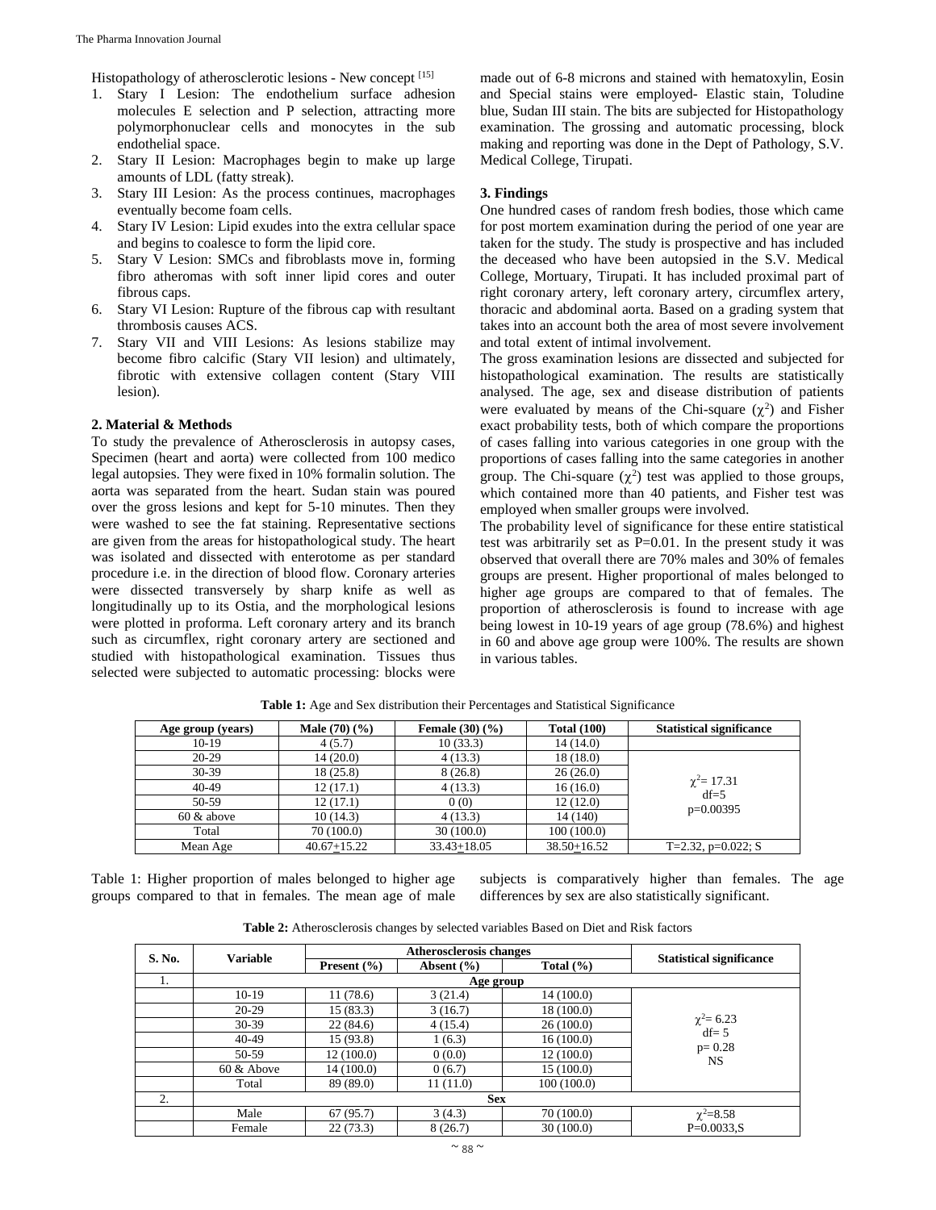Histopathology of atherosclerotic lesions - New concept [15]

1. Stary I Lesion: The endothelium surface adhesion molecules E selection and P selection, attracting more polymorphonuclear cells and monocytes in the sub endothelial space.
2. Stary II Lesion: Macrophages begin to make up large amounts of LDL (fatty streak).
3. Stary III Lesion: As the process continues, macrophages eventually become foam cells.
4. Stary IV Lesion: Lipid exudes into the extra cellular space and begins to coalesce to form the lipid core.
5. Stary V Lesion: SMCs and fibroblasts move in, forming fibro atheromas with soft inner lipid cores and outer fibrous caps.
6. Stary VI Lesion: Rupture of the fibrous cap with resultant thrombosis causes ACS.
7. Stary VII and VIII Lesions: As lesions stabilize may become fibro calcific (Stary VII lesion) and ultimately, fibrotic with extensive collagen content (Stary VIII lesion).

## 2. Material & Methods

To study the prevalence of Atherosclerosis in autopsy cases, Specimen (heart and aorta) were collected from 100 medico legal autopsies. They were fixed in 10% formalin solution. The aorta was separated from the heart. Sudan stain was poured over the gross lesions and kept for 5-10 minutes. Then they were washed to see the fat staining. Representative sections are given from the areas for histopathological study. The heart was isolated and dissected with enterotome as per standard procedure i.e. in the direction of blood flow. Coronary arteries were dissected transversely by sharp knife as well as longitudinally up to its Ostia, and the morphological lesions were plotted in proforma. Left coronary artery and its branch such as circumflex, right coronary artery are sectioned and studied with histopathological examination. Tissues thus selected were subjected to automatic processing: blocks were made out of 6-8 microns and stained with hematoxylin, Eosin and Special stains were employed- Elastic stain, Toludine blue, Sudan III stain. The bits are subjected for Histopathology examination. The grossing and automatic processing, block making and reporting was done in the Dept of Pathology, S.V. Medical College, Tirupati.

## 3. Findings

One hundred cases of random fresh bodies, those which came for post mortem examination during the period of one year are taken for the study. The study is prospective and has included the deceased who have been autopsied in the S.V. Medical College, Mortuary, Tirupati. It has included proximal part of right coronary artery, left coronary artery, circumflex artery, thoracic and abdominal aorta. Based on a grading system that takes into an account both the area of most severe involvement and total extent of intimal involvement.

The gross examination lesions are dissected and subjected for histopathological examination. The results are statistically analysed. The age, sex and disease distribution of patients were evaluated by means of the Chi-square ($\chi^2$) and Fisher exact probability tests, both of which compare the proportions of cases falling into various categories in one group with the proportions of cases falling into the same categories in another group. The Chi-square ($\chi^2$) test was applied to those groups, which contained more than 40 patients, and Fisher test was employed when smaller groups were involved.

The probability level of significance for these entire statistical test was arbitrarily set as P=0.01. In the present study it was observed that overall there are 70% males and 30% of females groups are present. Higher proportional of males belonged to higher age groups are compared to that of females. The proportion of atherosclerosis is found to increase with age being lowest in 10-19 years of age group (78.6%) and highest in 60 and above age group were 100%. The results are shown in various tables.

**Table 1:** Age and Sex distribution their Percentages and Statistical Significance

| Age group (years) | Male (70) (%) | Female (30) (%) | Total (100) | Statistical significance |
|---|---|---|---|---|
| 10-19 | 4 (5.7) | 10 (33.3) | 14 (14.0) | |
| 20-29 | 14 (20.0) | 4 (13.3) | 18 (18.0) | $\chi^2$= 17.31 df=5 p=0.00395 |
| 30-39 | 18 (25.8) | 8 (26.8) | 26 (26.0) | |
| 40-49 | 12 (17.1) | 4 (13.3) | 16 (16.0) | |
| 50-59 | 12 (17.1) | 0 (0) | 12 (12.0) | |
| 60 & above | 10 (14.3) | 4 (13.3) | 14 (140) | |
| Total | 70 (100.0) | 30 (100.0) | 100 (100.0) | |
| Mean Age | 40.67±15.22 | 33.43±18.05 | 38.50±16.52 | T=2.32, p=0.022; S |

Table 1: Higher proportion of males belonged to higher age groups compared to that in females. The mean age of male subjects is comparatively higher than females. The age differences by sex are also statistically significant.

**Table 2:** Atherosclerosis changes by selected variables Based on Diet and Risk factors

| S. No. | Variable | Atherosclerosis changes | | | Statistical significance |
|---|---|---|---|---|---|
| | | Present (%) | Absent (%) | Total (%) | |
| 1. | Age group | | | | |
| | 10-19 | 11 (78.6) | 3 (21.4) | 14 (100.0) | |
| | 20-29 | 15 (83.3) | 3 (16.7) | 18 (100.0) | $\chi^2$= 6.23 df= 5 p= 0.28 NS |
| | 30-39 | 22 (84.6) | 4 (15.4) | 26 (100.0) | |
| | 40-49 | 15 (93.8) | 1 (6.3) | 16 (100.0) | |
| | 50-59 | 12 (100.0) | 0 (0.0) | 12 (100.0) | |
| | 60 & Above | 14 (100.0) | 0 (6.7) | 15 (100.0) | |
| | Total | 89 (89.0) | 11 (11.0) | 100 (100.0) | |
| 2. | Sex | | | | |
| | Male | 67 (95.7) | 3 (4.3) | 70 (100.0) | $\chi^2$=8.58 P=0.0033,S |
| | Female | 22 (73.3) | 8 (26.7) | 30 (100.0) | |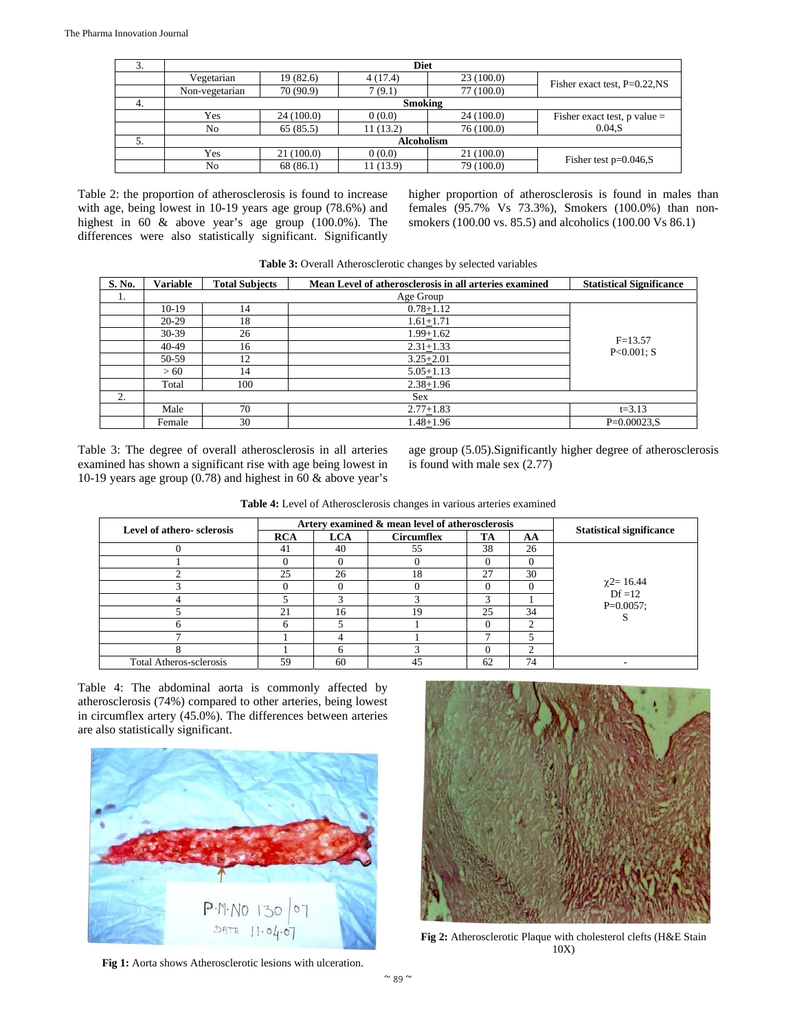| 3. | Diet | | | |
|---|---|---|---|---|
| | Vegetarian | 19 (82.6) | 4 (17.4) | 23 (100.0) | Fisher exact test, P=0.22,NS |
| | Non-vegetarian | 70 (90.9) | 7 (9.1) | 77 (100.0) | |
| 4. | Smoking | | | | |
| | Yes | 24 (100.0) | 0 (0.0) | 24 (100.0) | Fisher exact test, p value = 0.04,S |
| | No | 65 (85.5) | 11 (13.2) | 76 (100.0) | |
| 5. | Alcoholism | | | | |
| | Yes | 21 (100.0) | 0 (0.0) | 21 (100.0) | Fisher test p=0.046,S |
| | No | 68 (86.1) | 11 (13.9) | 79 (100.0) | |

Table 2: the proportion of atherosclerosis is found to increase with age, being lowest in 10-19 years age group (78.6%) and highest in 60 & above year's age group (100.0%). The differences were also statistically significant. Significantly higher proportion of atherosclerosis is found in males than females (95.7% Vs 73.3%), Smokers (100.0%) than non-smokers (100.00 vs. 85.5) and alcoholics (100.00 Vs 86.1)

**Table 3:** Overall Atherosclerotic changes by selected variables

| S. No. | Variable | Total Subjects | Mean Level of atherosclerosis in all arteries examined | Statistical Significance |
|---|---|---|---|---|
| 1. | Age Group | | | |
| | 10-19 | 14 | 0.78±1.12 | F=13.57 P<0.001; S |
| | 20-29 | 18 | 1.61±1.71 | |
| | 30-39 | 26 | 1.99±1.62 | |
| | 40-49 | 16 | 2.31±1.33 | |
| | 50-59 | 12 | 3.25±2.01 | |
| | > 60 | 14 | 5.05±1.13 | |
| | Total | 100 | 2.38±1.96 | |
| 2. | Sex | | | |
| | Male | 70 | 2.77±1.83 | t=3.13 |
| | Female | 30 | 1.48±1.96 | P=0.00023,S |

Table 3: The degree of overall atherosclerosis in all arteries examined has shown a significant rise with age being lowest in 10-19 years age group (0.78) and highest in 60 & above year's age group (5.05).Significantly higher degree of atherosclerosis is found with male sex (2.77)

**Table 4:** Level of Atherosclerosis changes in various arteries examined

| Level of athero- sclerosis | Artery examined & mean level of atherosclerosis | | | | | Statistical significance |
|---|---|---|---|---|---|---|
| | RCA | LCA | Circumflex | TA | AA | |
| 0 | 41 | 40 | 55 | 38 | 26 | $\chi^2$= 16.44 Df =12 P=0.0057; S |
| 1 | 0 | 0 | 0 | 0 | 0 | |
| 2 | 25 | 26 | 18 | 27 | 30 | |
| 3 | 0 | 0 | 0 | 0 | 0 | |
| 4 | 5 | 3 | 3 | 3 | 1 | |
| 5 | 21 | 16 | 19 | 25 | 34 | |
| 6 | 6 | 5 | 1 | 0 | 2 | |
| 7 | 1 | 4 | 1 | 7 | 5 | |
| 8 | 1 | 6 | 3 | 0 | 2 | |
| Total Atheros-sclerosis | 59 | 60 | 45 | 62 | 74 | - |

Table 4: The abdominal aorta is commonly affected by atherosclerosis (74%) compared to other arteries, being lowest in circumflex artery (45.0%). The differences between arteries are also statistically significant.

**Fig 1:** Aorta shows Atherosclerotic lesions with ulceration.

**Fig 2:** Atherosclerotic Plaque with cholesterol clefts (H&E Stain 10X)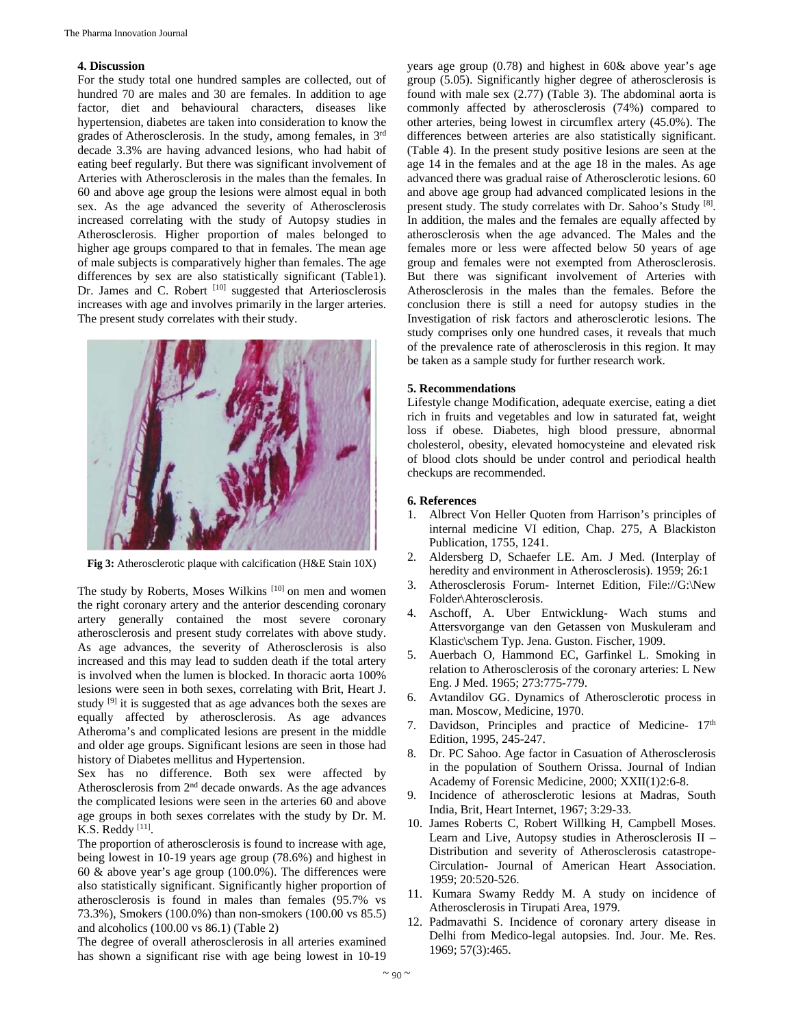## 4. Discussion

For the study total one hundred samples are collected, out of hundred 70 are males and 30 are females. In addition to age factor, diet and behavioural characters, diseases like hypertension, diabetes are taken into consideration to know the grades of Atherosclerosis. In the study, among females, in 3rd decade 3.3% are having advanced lesions, who had habit of eating beef regularly. But there was significant involvement of Arteries with Atherosclerosis in the males than the females. In 60 and above age group the lesions were almost equal in both sex. As the age advanced the severity of Atherosclerosis increased correlating with the study of Autopsy studies in Atherosclerosis. Higher proportion of males belonged to higher age groups compared to that in females. The mean age of male subjects is comparatively higher than females. The age differences by sex are also statistically significant (Table1). Dr. James and C. Robert [10] suggested that Arteriosclerosis increases with age and involves primarily in the larger arteries. The present study correlates with their study.

**Fig 3:** Atherosclerotic plaque with calcification (H&E Stain 10X)

The study by Roberts, Moses Wilkins [10] on men and women the right coronary artery and the anterior descending coronary artery generally contained the most severe coronary atherosclerosis and present study correlates with above study. As age advances, the severity of Atherosclerosis is also increased and this may lead to sudden death if the total artery is involved when the lumen is blocked. In thoracic aorta 100% lesions were seen in both sexes, correlating with Brit, Heart J. study [9] it is suggested that as age advances both the sexes are equally affected by atherosclerosis. As age advances Atheroma's and complicated lesions are present in the middle and older age groups. Significant lesions are seen in those had history of Diabetes mellitus and Hypertension.

Sex has no difference. Both sex were affected by Atherosclerosis from 2nd decade onwards. As the age advances the complicated lesions were seen in the arteries 60 and above age groups in both sexes correlates with the study by Dr. M. K.S. Reddy [11].

The proportion of atherosclerosis is found to increase with age, being lowest in 10-19 years age group (78.6%) and highest in 60 & above year's age group (100.0%). The differences were also statistically significant. Significantly higher proportion of atherosclerosis is found in males than females (95.7% vs 73.3%), Smokers (100.0%) than non-smokers (100.00 vs 85.5) and alcoholics (100.00 vs 86.1) (Table 2)

The degree of overall atherosclerosis in all arteries examined has shown a significant rise with age being lowest in 10-19 years age group (0.78) and highest in 60& above year's age group (5.05). Significantly higher degree of atherosclerosis is found with male sex (2.77) (Table 3). The abdominal aorta is commonly affected by atherosclerosis (74%) compared to other arteries, being lowest in circumflex artery (45.0%). The differences between arteries are also statistically significant. (Table 4). In the present study positive lesions are seen at the age 14 in the females and at the age 18 in the males. As age advanced there was gradual raise of Atherosclerotic lesions. 60 and above age group had advanced complicated lesions in the present study. The study correlates with Dr. Sahoo's Study [8]. In addition, the males and the females are equally affected by atherosclerosis when the age advanced. The Males and the females more or less were affected below 50 years of age group and females were not exempted from Atherosclerosis. But there was significant involvement of Arteries with Atherosclerosis in the males than the females. Before the conclusion there is still a need for autopsy studies in the Investigation of risk factors and atherosclerotic lesions. The study comprises only one hundred cases, it reveals that much of the prevalence rate of atherosclerosis in this region. It may be taken as a sample study for further research work.

## 5. Recommendations

Lifestyle change Modification, adequate exercise, eating a diet rich in fruits and vegetables and low in saturated fat, weight loss if obese. Diabetes, high blood pressure, abnormal cholesterol, obesity, elevated homocysteine and elevated risk of blood clots should be under control and periodical health checkups are recommended.

## 6. References

1. Albrect Von Heller Quoten from Harrison's principles of internal medicine VI edition, Chap. 275, A Blackiston Publication, 1755, 1241.
2. Aldersberg D, Schaefer LE. Am. J Med. (Interplay of heredity and environment in Atherosclerosis). 1959; 26:1
3. Atherosclerosis Forum- Internet Edition, File://G:\New Folder\Ahterosclerosis.
4. Aschoff, A. Uber Entwicklung- Wach stums and Attersvorgange van den Getassen von Muskuleram and Klastic\schem Typ. Jena. Guston. Fischer, 1909.
5. Auerbach O, Hammond EC, Garfinkel L. Smoking in relation to Atherosclerosis of the coronary arteries: L New Eng. J Med. 1965; 273:775-779.
6. Avtandilov GG. Dynamics of Atherosclerotic process in man. Moscow, Medicine, 1970.
7. Davidson, Principles and practice of Medicine- 17th Edition, 1995, 245-247.
8. Dr. PC Sahoo. Age factor in Casuation of Atherosclerosis in the population of Southern Orissa. Journal of Indian Academy of Forensic Medicine, 2000; XXII(1)2:6-8.
9. Incidence of atherosclerotic lesions at Madras, South India, Brit, Heart Internet, 1967; 3:29-33.
10. James Roberts C, Robert Willking H, Campbell Moses. Learn and Live, Autopsy studies in Atherosclerosis II – Distribution and severity of Atherosclerosis catastrope- Circulation- Journal of American Heart Association. 1959; 20:520-526.
11. Kumara Swamy Reddy M. A study on incidence of Atherosclerosis in Tirupati Area, 1979.
12. Padmavathi S. Incidence of coronary artery disease in Delhi from Medico-legal autopsies. Ind. Jour. Me. Res. 1969; 57(3):465.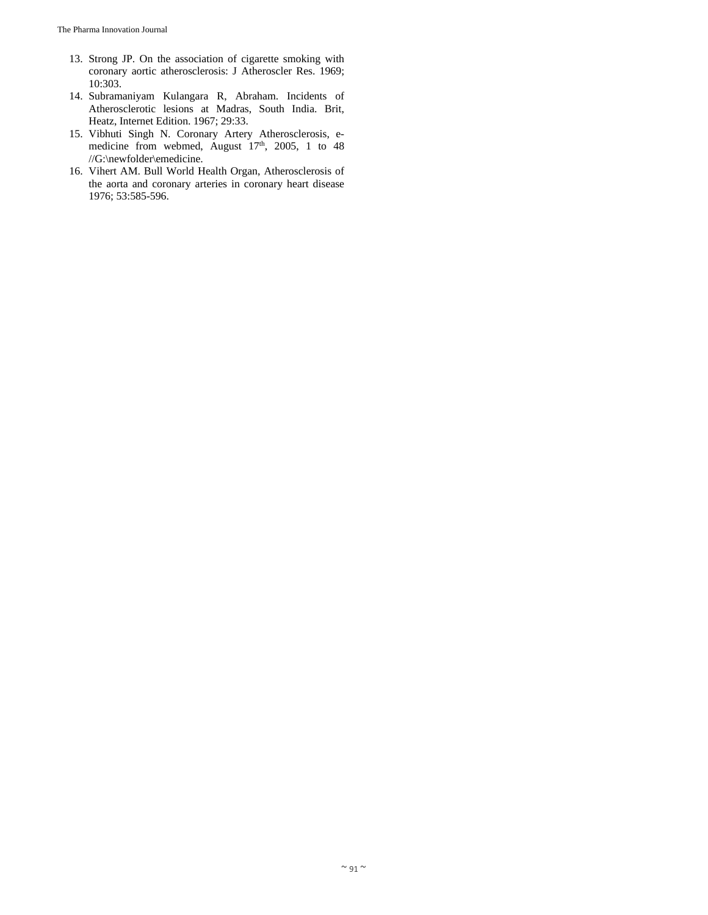13. Strong JP. On the association of cigarette smoking with coronary aortic atherosclerosis: J Atheroscler Res. 1969; 10:303.
14. Subramaniyam Kulangara R, Abraham. Incidents of Atherosclerotic lesions at Madras, South India. Brit, Heatz, Internet Edition. 1967; 29:33.
15. Vibhuti Singh N. Coronary Artery Atherosclerosis, e-medicine from webmed, August 17th, 2005, 1 to 48 //G:\newfolder\emedicine.
16. Vihert AM. Bull World Health Organ, Atherosclerosis of the aorta and coronary arteries in coronary heart disease 1976; 53:585-596.